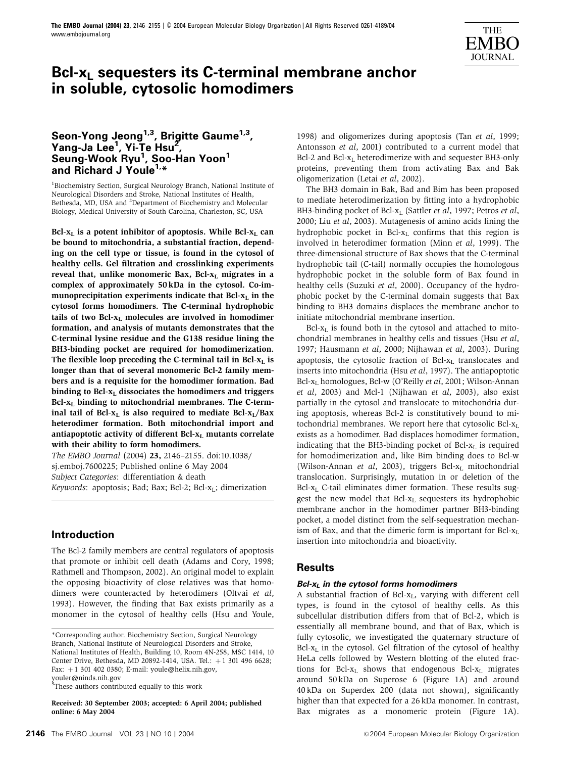# $Bcl\text{-}x_L$ sequesters its C-terminal membrane anchor in soluble, cytosolic homodimers

**Seon-Yong Jeong[1,3], Brigitte Gaume[1,3], Yang-Ja Lee[1], Yi-Te Hsu[2], Seung-Wook Ryu[1], Soo-Han Yoon[1] and Richard J Youle[1,*]**

[1]Biochemistry Section, Surgical Neurology Branch, National Institute of Neurological Disorders and Stroke, National Institutes of Health, Bethesda, MD, USA and [2]Department of Biochemistry and Molecular Biology, Medical University of South Carolina, Charleston, SC, USA

**$Bcl\text{-}x_L$ is a potent inhibitor of apoptosis. While $Bcl\text{-}x_L$ can be bound to mitochondria, a substantial fraction, depending on the cell type or tissue, is found in the cytosol of healthy cells. Gel filtration and crosslinking experiments reveal that, unlike monomeric Bax, $Bcl\text{-}x_L$ migrates in a complex of approximately 50 kDa in the cytosol. Co-immunoprecipitation experiments indicate that $Bcl\text{-}x_L$ in the cytosol forms homodimers. The C-terminal hydrophobic tails of two $Bcl\text{-}x_L$ molecules are involved in homodimer formation, and analysis of mutants demonstrates that the C-terminal lysine residue and the G138 residue lining the BH3-binding pocket are required for homodimerization. The flexible loop preceding the C-terminal tail in $Bcl\text{-}x_L$ is longer than that of several monomeric Bcl-2 family members and is a requisite for the homodimer formation. Bad binding to $Bcl\text{-}x_L$ dissociates the homodimers and triggers $Bcl\text{-}x_L$ binding to mitochondrial membranes. The C-terminal tail of $Bcl\text{-}x_L$ is also required to mediate $Bcl\text{-}x_L$/Bax heterodimer formation. Both mitochondrial import and antiapoptotic activity of different $Bcl\text{-}x_L$ mutants correlate with their ability to form homodimers.**

*The EMBO Journal* (2004) **23**, 2146–2155. doi:10.1038/sj.emboj.7600225; Published online 6 May 2004

*Subject Categories*: differentiation & death

*Keywords*: apoptosis; Bad; Bax; Bcl-2; $Bcl\text{-}x_L$; dimerization

## Introduction

The Bcl-2 family members are central regulators of apoptosis that promote or inhibit cell death (Adams and Cory, 1998; Rathmell and Thompson, 2002). An original model to explain the opposing bioactivity of close relatives was that homodimers were counteracted by heterodimers (Oltvai *et al*, 1993). However, the finding that Bax exists primarily as a monomer in the cytosol of healthy cells (Hsu and Youle, 1998) and oligomerizes during apoptosis (Tan *et al*, 1999; Antonsson *et al*, 2001) contributed to a current model that Bcl-2 and $Bcl\text{-}x_L$ heterodimerize with and sequester BH3-only proteins, preventing them from activating Bax and Bak oligomerization (Letai *et al*, 2002).

The BH3 domain in Bak, Bad and Bim has been proposed to mediate heterodimerization by fitting into a hydrophobic BH3-binding pocket of $Bcl\text{-}x_L$ (Sattler *et al*, 1997; Petros *et al*, 2000; Liu *et al*, 2003). Mutagenesis of amino acids lining the hydrophobic pocket in $Bcl\text{-}x_L$ confirms that this region is involved in heterodimer formation (Minn *et al*, 1999). The three-dimensional structure of Bax shows that the C-terminal hydrophobic tail (C-tail) normally occupies the homologous hydrophobic pocket in the soluble form of Bax found in healthy cells (Suzuki *et al*, 2000). Occupancy of the hydrophobic pocket by the C-terminal domain suggests that Bax binding to BH3 domains displaces the membrane anchor to initiate mitochondrial membrane insertion.

$Bcl\text{-}x_L$ is found both in the cytosol and attached to mitochondrial membranes in healthy cells and tissues (Hsu *et al*, 1997; Hausmann *et al*, 2000; Nijhawan *et al*, 2003). During apoptosis, the cytosolic fraction of $Bcl\text{-}x_L$ translocates and inserts into mitochondria (Hsu *et al*, 1997). The antiapoptotic $Bcl\text{-}x_L$ homologues, Bcl-w (O'Reilly *et al*, 2001; Wilson-Annan *et al*, 2003) and Mcl-1 (Nijhawan *et al*, 2003), also exist partially in the cytosol and translocate to mitochondria during apoptosis, whereas Bcl-2 is constitutively bound to mitochondrial membranes. We report here that cytosolic $Bcl\text{-}x_L$ exists as a homodimer. Bad displaces homodimer formation, indicating that the BH3-binding pocket of $Bcl\text{-}x_L$ is required for homodimerization and, like Bim binding does to Bcl-w (Wilson-Annan *et al*, 2003), triggers $Bcl\text{-}x_L$ mitochondrial translocation. Surprisingly, mutation in or deletion of the $Bcl\text{-}x_L$ C-tail eliminates dimer formation. These results suggest the new model that $Bcl\text{-}x_L$ sequesters its hydrophobic membrane anchor in the homodimer partner BH3-binding pocket, a model distinct from the self-sequestration mechanism of Bax, and that the dimeric form is important for $Bcl\text{-}x_L$ insertion into mitochondria and bioactivity.

## Results

### $Bcl\text{-}x_L$ in the cytosol forms homodimers

A substantial fraction of $Bcl\text{-}x_L$, varying with different cell types, is found in the cytosol of healthy cells. As this subcellular distribution differs from that of Bcl-2, which is essentially all membrane bound, and that of Bax, which is fully cytosolic, we investigated the quaternary structure of $Bcl\text{-}x_L$ in the cytosol. Gel filtration of the cytosol of healthy HeLa cells followed by Western blotting of the eluted fractions for $Bcl\text{-}x_L$ shows that endogenous $Bcl\text{-}x_L$ migrates around 50 kDa on Superose 6 (Figure 1A) and around 40 kDa on Superdex 200 (data not shown), significantly higher than that expected for a 26 kDa monomer. In contrast, Bax migrates as a monomeric protein (Figure 1A).

\*Corresponding author. Biochemistry Section, Surgical Neurology Branch, National Institute of Neurological Disorders and Stroke, National Institutes of Health, Building 10, Room 4N-258, MSC 1414, 10 Center Drive, Bethesda, MD 20892-1414, USA. Tel.: +1 301 496 6628; Fax: +1 301 402 0380; E-mail: youle@helix.nih.gov, youler@ninds.nih.gov

[3]These authors contributed equally to this work

**Received: 30 September 2003; accepted: 6 April 2004; published online: 6 May 2004**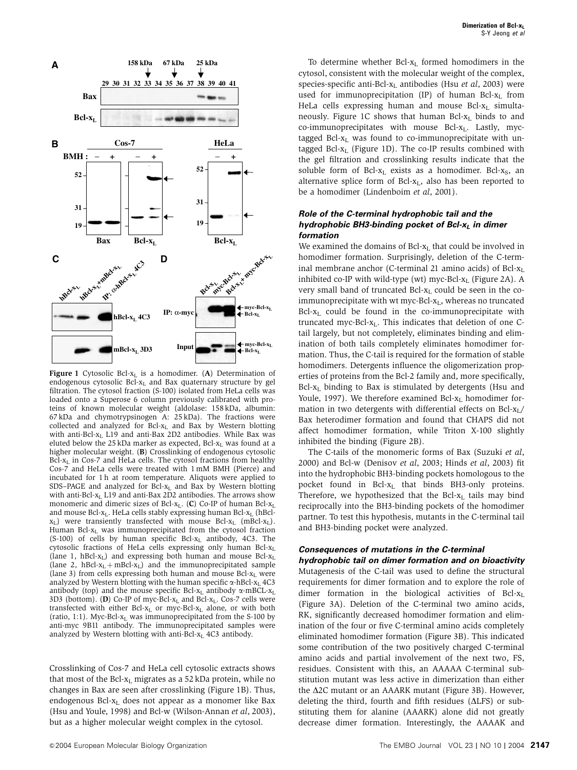**Figure 1** Cytosolic Bcl-$x_L$ is a homodimer. (**A**) Determination of endogenous cytosolic Bcl-$x_L$ and Bax quaternary structure by gel filtration. The cytosol fraction (S-100) isolated from HeLa cells was loaded onto a Superose 6 column previously calibrated with proteins of known molecular weight (aldolase: 158 kDa, albumin: 67 kDa and chymotrypsinogen A: 25 kDa). The fractions were collected and analyzed for Bcl-$x_L$ and Bax by Western blotting with anti-Bcl-$x_L$ L19 and anti-Bax 2D2 antibodies. While Bax was eluted below the 25 kDa marker as expected, Bcl-$x_L$ was found at a higher molecular weight. (**B**) Crosslinking of endogenous cytosolic Bcl-$x_L$ in Cos-7 and HeLa cells. The cytosol fractions from healthy Cos-7 and HeLa cells were treated with 1 mM BMH (Pierce) and incubated for 1 h at room temperature. Aliquots were applied to SDS–PAGE and analyzed for Bcl-$x_L$ and Bax by Western blotting with anti-Bcl-$x_L$ L19 and anti-Bax 2D2 antibodies. The arrows show monomeric and dimeric sizes of Bcl-$x_L$. (**C**) Co-IP of human Bcl-$x_L$ and mouse Bcl-$x_L$. HeLa cells stably expressing human Bcl-$x_L$ (hBcl-$x_L$) were transiently transfected with mouse Bcl-$x_L$ (mBcl-$x_L$). Human Bcl-$x_L$ was immunoprecipitated from the cytosol fraction (S-100) of cells by human specific Bcl-$x_L$ antibody, 4C3. The cytosolic fractions of HeLa cells expressing only human Bcl-$x_L$ (lane 1, hBcl-$x_L$) and expressing both human and mouse Bcl-$x_L$ (lane 2, hBcl-$x_L$ + mBcl-$x_L$) and the immunoprecipitated sample (lane 3) from cells expressing both human and mouse Bcl-$x_L$ were analyzed by Western blotting with the human specific α-hBcl-$x_L$ 4C3 antibody (top) and the mouse specific Bcl-$x_L$ antibody α-mBCL-$x_L$ 3D3 (bottom). (**D**) Co-IP of myc-Bcl-$x_L$ and Bcl-$x_L$. Cos-7 cells were transfected with either Bcl-$x_L$ or myc-Bcl-$x_L$ alone, or with both (ratio, 1:1). Myc-Bcl-$x_L$ was immunoprecipitated from the S-100 by anti-myc 9B11 antibody. The immunoprecipitated samples were analyzed by Western blotting with anti-Bcl-$x_L$ 4C3 antibody.

Crosslinking of Cos-7 and HeLa cell cytosolic extracts shows that most of the Bcl-$x_L$ migrates as a 52 kDa protein, while no changes in Bax are seen after crosslinking (Figure 1B). Thus, endogenous Bcl-$x_L$ does not appear as a monomer like Bax (Hsu and Youle, 1998) and Bcl-w (Wilson-Annan *et al*, 2003), but as a higher molecular weight complex in the cytosol.

To determine whether Bcl-$x_L$ formed homodimers in the cytosol, consistent with the molecular weight of the complex, species-specific anti-Bcl-$x_L$ antibodies (Hsu *et al*, 2003) were used for immunoprecipitation (IP) of human Bcl-$x_L$ from HeLa cells expressing human and mouse Bcl-$x_L$ simultaneously. Figure 1C shows that human Bcl-$x_L$ binds to and co-immunoprecipitates with mouse Bcl-$x_L$. Lastly, myc-tagged Bcl-$x_L$ was found to co-immunoprecipitate with untagged Bcl-$x_L$ (Figure 1D). The co-IP results combined with the gel filtration and crosslinking results indicate that the soluble form of Bcl-$x_L$ exists as a homodimer. Bcl-$x_S$, an alternative splice form of Bcl-$x_L$, also has been reported to be a homodimer (Lindenboim *et al*, 2001).

### Role of the C-terminal hydrophobic tail and the hydrophobic BH3-binding pocket of Bcl-$x_L$ in dimer formation

We examined the domains of Bcl-$x_L$ that could be involved in homodimer formation. Surprisingly, deletion of the C-terminal membrane anchor (C-terminal 21 amino acids) of Bcl-$x_L$ inhibited co-IP with wild-type (wt) myc-Bcl-$x_L$ (Figure 2A). A very small band of truncated Bcl-$x_L$ could be seen in the co-immunoprecipitate with wt myc-Bcl-$x_L$, whereas no truncated Bcl-$x_L$ could be found in the co-immunoprecipitate with truncated myc-Bcl-$x_L$. This indicates that deletion of one C-tail largely, but not completely, eliminates binding and elimination of both tails completely eliminates homodimer formation. Thus, the C-tail is required for the formation of stable homodimers. Detergents influence the oligomerization properties of proteins from the Bcl-2 family and, more specifically, Bcl-$x_L$ binding to Bax is stimulated by detergents (Hsu and Youle, 1997). We therefore examined Bcl-$x_L$ homodimer formation in two detergents with differential effects on Bcl-$x_L$/Bax heterodimer formation and found that CHAPS did not affect homodimer formation, while Triton X-100 slightly inhibited the binding (Figure 2B).

The C-tails of the monomeric forms of Bax (Suzuki *et al*, 2000) and Bcl-w (Denisov *et al*, 2003; Hinds *et al*, 2003) fit into the hydrophobic BH3-binding pockets homologous to the pocket found in Bcl-$x_L$ that binds BH3-only proteins. Therefore, we hypothesized that the Bcl-$x_L$ tails may bind reciprocally into the BH3-binding pockets of the homodimer partner. To test this hypothesis, mutants in the C-terminal tail and BH3-binding pocket were analyzed.

### Consequences of mutations in the C-terminal hydrophobic tail on dimer formation and on bioactivity

Mutagenesis of the C-tail was used to define the structural requirements for dimer formation and to explore the role of dimer formation in the biological activities of Bcl-$x_L$ (Figure 3A). Deletion of the C-terminal two amino acids, RK, significantly decreased homodimer formation and elimination of the four or five C-terminal amino acids completely eliminated homodimer formation (Figure 3B). This indicated some contribution of the two positively charged C-terminal amino acids and partial involvement of the next two, FS, residues. Consistent with this, an AAAAA C-terminal substitution mutant was less active in dimerization than either the Δ2C mutant or an AAARK mutant (Figure 3B). However, deleting the third, fourth and fifth residues (ΔLFS) or substituting them for alanine (AAARK) alone did not greatly decrease dimer formation. Interestingly, the AAAAK and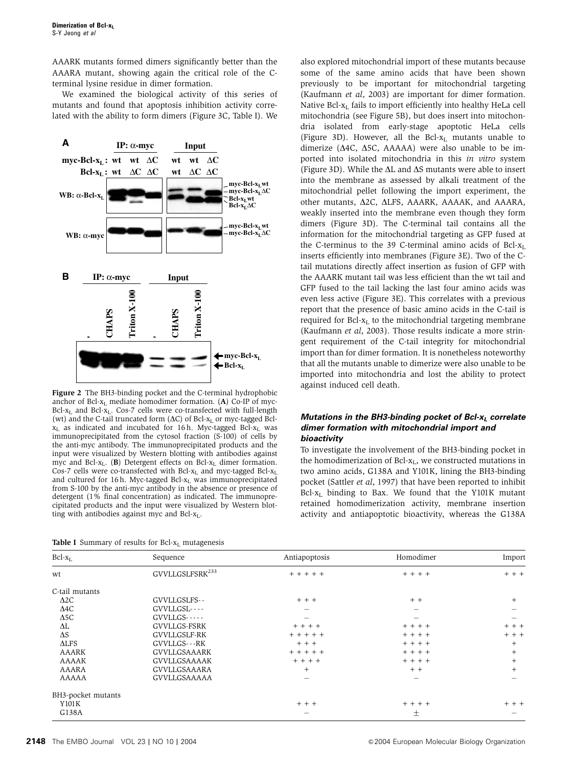AAARK mutants formed dimers significantly better than the AAARA mutant, showing again the critical role of the C-terminal lysine residue in dimer formation.

We examined the biological activity of this series of mutants and found that apoptosis inhibition activity correlated with the ability to form dimers (Figure 3C, Table I). We also explored mitochondrial import of these mutants because some of the same amino acids that have been shown previously to be important for mitochondrial targeting (Kaufmann *et al*, 2003) are important for dimer formation. Native Bcl-$x_L$ fails to import efficiently into healthy HeLa cell mitochondria (see Figure 5B), but does insert into mitochondria isolated from early-stage apoptotic HeLa cells (Figure 3D). However, all the Bcl-$x_L$ mutants unable to dimerize (Δ4C, Δ5C, AAAAA) were also unable to be imported into isolated mitochondria in this *in vitro* system (Figure 3D). While the ΔL and ΔS mutants were able to insert into the membrane as assessed by alkali treatment of the mitochondrial pellet following the import experiment, the other mutants, Δ2C, ΔLFS, AAARK, AAAAK, and AAARA, weakly inserted into the membrane even though they form dimers (Figure 3D). The C-terminal tail contains all the information for the mitochondrial targeting as GFP fused at the C-terminus to the 39 C-terminal amino acids of Bcl-$x_L$ inserts efficiently into membranes (Figure 3E). Two of the C-tail mutations directly affect insertion as fusion of GFP with the AAARK mutant tail was less efficient than the wt tail and GFP fused to the tail lacking the last four amino acids was even less active (Figure 3E). This correlates with a previous report that the presence of basic amino acids in the C-tail is required for Bcl-$x_L$ to the mitochondrial targeting membrane (Kaufmann *et al*, 2003). Those results indicate a more stringent requirement of the C-tail integrity for mitochondrial import than for dimer formation. It is nonetheless noteworthy that all the mutants unable to dimerize were also unable to be imported into mitochondria and lost the ability to protect against induced cell death.

**Figure 2** The BH3-binding pocket and the C-terminal hydrophobic anchor of Bcl-$x_L$ mediate homodimer formation. (**A**) Co-IP of myc-Bcl-$x_L$ and Bcl-$x_L$. Cos-7 cells were co-transfected with full-length (wt) and the C-tail truncated form (ΔC) of Bcl-$x_L$ or myc-tagged Bcl-$x_L$ as indicated and incubated for 16 h. Myc-tagged Bcl-$x_L$ was immunoprecipitated from the cytosol fraction (S-100) of cells by the anti-myc antibody. The immunoprecipitated products and the input were visualized by Western blotting with antibodies against myc and Bcl-$x_L$. (**B**) Detergent effects on Bcl-$x_L$ dimer formation. Cos-7 cells were co-transfected with Bcl-$x_L$ and myc-tagged Bcl-$x_L$ and cultured for 16 h. Myc-tagged Bcl-$x_L$ was immunoprecipitated from S-100 by the anti-myc antibody in the absence or presence of detergent (1% final concentration) as indicated. The immunoprecipitated products and the input were visualized by Western blotting with antibodies against myc and Bcl-$x_L$.

### *Mutations in the BH3-binding pocket of Bcl-$x_L$ correlate dimer formation with mitochondrial import and bioactivity*

To investigate the involvement of the BH3-binding pocket in the homodimerization of Bcl-$x_L$, we constructed mutations in two amino acids, G138A and Y101K, lining the BH3-binding pocket (Sattler *et al*, 1997) that have been reported to inhibit Bcl-$x_L$ binding to Bax. We found that the Y101K mutant retained homodimerization activity, membrane insertion activity and antiapoptotic bioactivity, whereas the G138A

**Table I** Summary of results for Bcl-$x_L$ mutagenesis

| Bcl-$x_L$ | Sequence | Antiapoptosis | Homodimer | Import |
|---|---|---|---|---|
| wt | GVVLLGSLFSRK[233] | + + + + + | + + + + | + + + |
| C-tail mutants | | | | |
| Δ2C | GVVLLGSLFS- - | + + + | + + | + |
| Δ4C | GVVLLGSL- - - - | – | – | – |
| Δ5C | GVVLLGS- - - - - | – | – | – |
| ΔL | GVVLLGS-FSRK | + + + + | + + + + | + + + |
| ΔS | GVVLLGSLF-RK | + + + + + | + + + + | + + + |
| ΔLFS | GVVLLGS- - -RK | + + + | + + + + | + |
| AAARK | GVVLLGSAAARK | + + + + + | + + + + | + |
| AAAAK | GVVLLGSAAAAK | + + + + | + + + + | + |
| AAARA | GVVLLGSAAARA | + | + + | + |
| AAAAA | GVVLLGSAAAAA | – | – | – |
| BH3-pocket mutants | | | | |
| Y101K | | + + + | + + + + | + + + |
| G138A | | – | ± | – |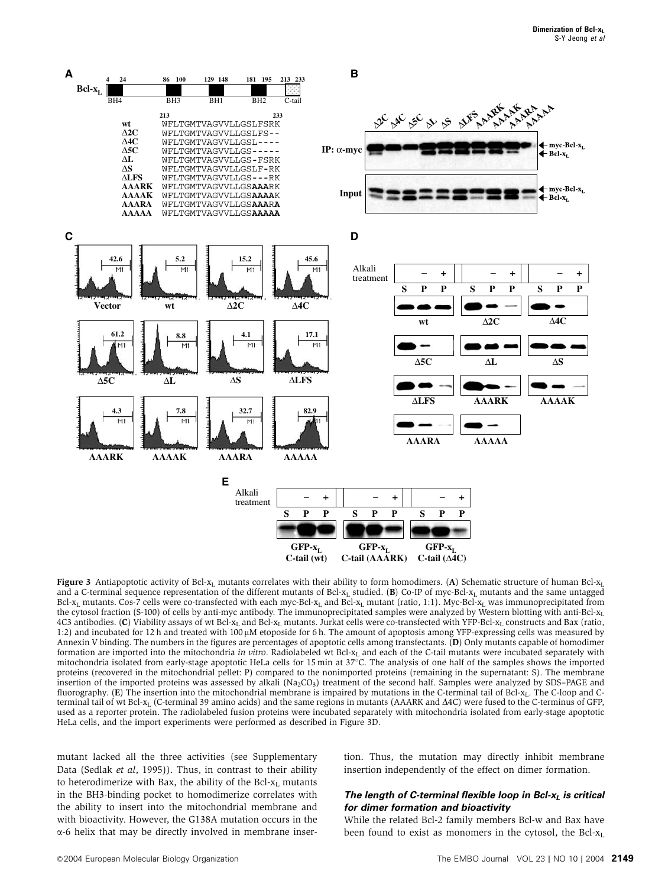**Figure 3** Antiapoptotic activity of Bcl-$x_L$ mutants correlates with their ability to form homodimers. (**A**) Schematic structure of human Bcl-$x_L$ and a C-terminal sequence representation of the different mutants of Bcl-$x_L$ studied. (**B**) Co-IP of myc-Bcl-$x_L$ mutants and the same untagged Bcl-$x_L$ mutants. Cos-7 cells were co-transfected with each myc-Bcl-$x_L$ and Bcl-$x_L$ mutant (ratio, 1:1). Myc-Bcl-$x_L$ was immunoprecipitated from the cytosol fraction (S-100) of cells by anti-myc antibody. The immunoprecipitated samples were analyzed by Western blotting with anti-Bcl-$x_L$ 4C3 antibodies. (**C**) Viability assays of wt Bcl-$x_L$ and Bcl-$x_L$ mutants. Jurkat cells were co-transfected with YFP-Bcl-$x_L$ constructs and Bax (ratio, 1:2) and incubated for 12 h and treated with 100 μM etoposide for 6 h. The amount of apoptosis among YFP-expressing cells was measured by Annexin V binding. The numbers in the figures are percentages of apoptotic cells among transfectants. (**D**) Only mutants capable of homodimer formation are imported into the mitochondria *in vitro*. Radiolabeled wt Bcl-$x_L$ and each of the C-tail mutants were incubated separately with mitochondria isolated from early-stage apoptotic HeLa cells for 15 min at 37°C. The analysis of one half of the samples shows the imported proteins (recovered in the mitochondrial pellet: P) compared to the nonimported proteins (remaining in the supernatant: S). The membrane insertion of the imported proteins was assessed by alkali ($Na_2CO_3$) treatment of the second half. Samples were analyzed by SDS–PAGE and fluorography. (**E**) The insertion into the mitochondrial membrane is impaired by mutations in the C-terminal tail of Bcl-$x_L$. The C-loop and C-terminal tail of wt Bcl-$x_L$ (C-terminal 39 amino acids) and the same regions in mutants (AAARK and Δ4C) were fused to the C-terminus of GFP, used as a reporter protein. The radiolabeled fusion proteins were incubated separately with mitochondria isolated from early-stage apoptotic HeLa cells, and the import experiments were performed as described in Figure 3D.

mutant lacked all the three activities (see Supplementary Data (Sedlak *et al*, 1995)). Thus, in contrast to their ability to heterodimerize with Bax, the ability of the Bcl-$x_L$ mutants in the BH3-binding pocket to homodimerize correlates with the ability to insert into the mitochondrial membrane and with bioactivity. However, the G138A mutation occurs in the α-6 helix that may be directly involved in membrane insertion. Thus, the mutation may directly inhibit membrane insertion independently of the effect on dimer formation.

### *The length of C-terminal flexible loop in Bcl-$x_L$ is critical for dimer formation and bioactivity*

While the related Bcl-2 family members Bcl-w and Bax have been found to exist as monomers in the cytosol, the Bcl-$x_L$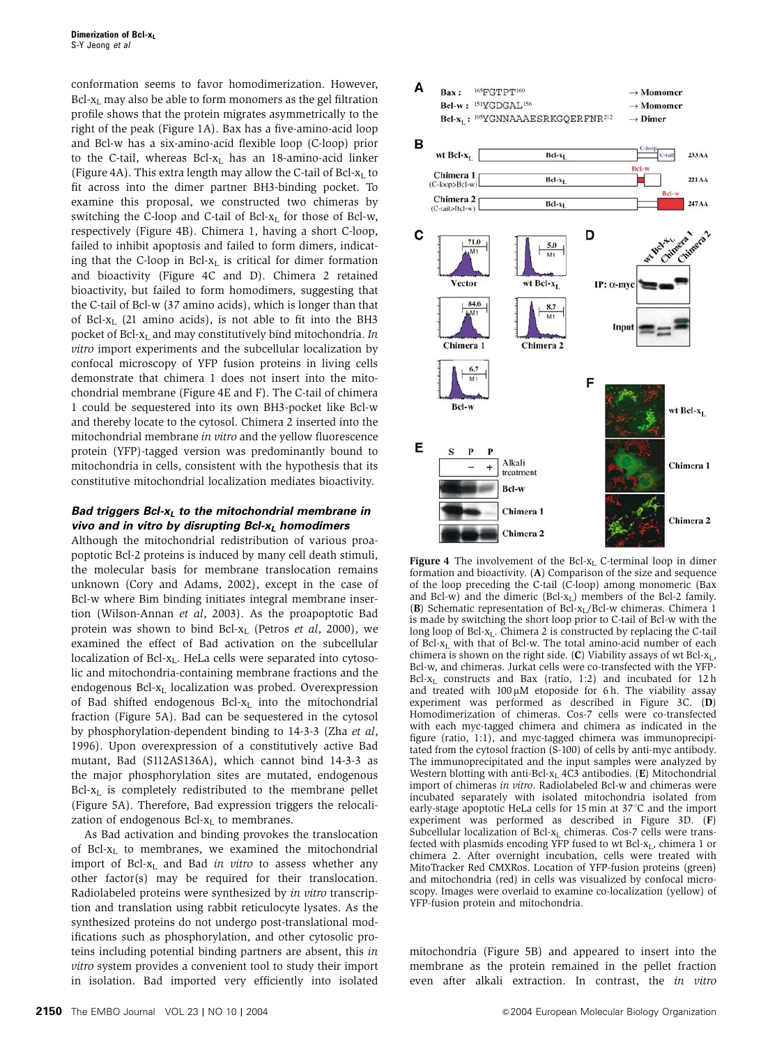conformation seems to favor homodimerization. However, Bcl-x$_L$ may also be able to form monomers as the gel filtration profile shows that the protein migrates asymmetrically to the right of the peak (Figure 1A). Bax has a five-amino-acid loop and Bcl-w has a six-amino-acid flexible loop (C-loop) prior to the C-tail, whereas Bcl-x$_L$ has an 18-amino-acid linker (Figure 4A). This extra length may allow the C-tail of Bcl-x$_L$ to fit across into the dimer partner BH3-binding pocket. To examine this proposal, we constructed two chimeras by switching the C-loop and C-tail of Bcl-x$_L$ for those of Bcl-w, respectively (Figure 4B). Chimera 1, having a short C-loop, failed to inhibit apoptosis and failed to form dimers, indicating that the C-loop in Bcl-x$_L$ is critical for dimer formation and bioactivity (Figure 4C and D). Chimera 2 retained bioactivity, but failed to form homodimers, suggesting that the C-tail of Bcl-w (37 amino acids), which is longer than that of Bcl-x$_L$ (21 amino acids), is not able to fit into the BH3 pocket of Bcl-x$_L$ and may constitutively bind mitochondria. *In vitro* import experiments and the subcellular localization by confocal microscopy of YFP fusion proteins in living cells demonstrate that chimera 1 does not insert into the mitochondrial membrane (Figure 4E and F). The C-tail of chimera 1 could be sequestered into its own BH3-pocket like Bcl-w and thereby locate to the cytosol. Chimera 2 inserted into the mitochondrial membrane *in vitro* and the yellow fluorescence protein (YFP)-tagged version was predominantly bound to mitochondria in cells, consistent with the hypothesis that its constitutive mitochondrial localization mediates bioactivity.

### *Bad triggers Bcl-x$_L$ to the mitochondrial membrane in vivo and in vitro by disrupting Bcl-x$_L$ homodimers*

Although the mitochondrial redistribution of various proapoptotic Bcl-2 proteins is induced by many cell death stimuli, the molecular basis for membrane translocation remains unknown (Cory and Adams, 2002), except in the case of Bcl-w where Bim binding initiates integral membrane insertion (Wilson-Annan *et al*, 2003). As the proapoptotic Bad protein was shown to bind Bcl-x$_L$ (Petros *et al*, 2000), we examined the effect of Bad activation on the subcellular localization of Bcl-x$_L$. HeLa cells were separated into cytosolic and mitochondria-containing membrane fractions and the endogenous Bcl-x$_L$ localization was probed. Overexpression of Bad shifted endogenous Bcl-x$_L$ into the mitochondrial fraction (Figure 5A). Bad can be sequestered in the cytosol by phosphorylation-dependent binding to 14-3-3 (Zha *et al*, 1996). Upon overexpression of a constitutively active Bad mutant, Bad (S112AS136A), which cannot bind 14-3-3 as the major phosphorylation sites are mutated, endogenous Bcl-x$_L$ is completely redistributed to the membrane pellet (Figure 5A). Therefore, Bad expression triggers the relocalization of endogenous Bcl-x$_L$ to membranes.

As Bad activation and binding provokes the translocation of Bcl-x$_L$ to membranes, we examined the mitochondrial import of Bcl-x$_L$ and Bad *in vitro* to assess whether any other factor(s) may be required for their translocation. Radiolabeled proteins were synthesized by *in vitro* transcription and translation using rabbit reticulocyte lysates. As the synthesized proteins do not undergo post-translational modifications such as phosphorylation, and other cytosolic proteins including potential binding partners are absent, this *in vitro* system provides a convenient tool to study their import in isolation. Bad imported very efficiently into isolated mitochondria (Figure 5B) and appeared to insert into the membrane as the protein remained in the pellet fraction even after alkali extraction. In contrast, the *in vitro*

**Figure 4** The involvement of the Bcl-x$_L$ C-terminal loop in dimer formation and bioactivity. (**A**) Comparison of the size and sequence of the loop preceding the C-tail (C-loop) among monomeric (Bax and Bcl-w) and the dimeric (Bcl-x$_L$) members of the Bcl-2 family. (**B**) Schematic representation of Bcl-x$_L$/Bcl-w chimeras. Chimera 1 is made by switching the short loop prior to C-tail of Bcl-w with the long loop of Bcl-x$_L$. Chimera 2 is constructed by replacing the C-tail of Bcl-x$_L$ with that of Bcl-w. The total amino-acid number of each chimera is shown on the right side. (**C**) Viability assays of wt Bcl-x$_L$, Bcl-w, and chimeras. Jurkat cells were co-transfected with the YFP-Bcl-x$_L$ constructs and Bax (ratio, 1:2) and incubated for 12 h and treated with 100 μM etoposide for 6 h. The viability assay experiment was performed as described in Figure 3C. (**D**) Homodimerization of chimeras. Cos-7 cells were co-transfected with each myc-tagged chimera and chimera as indicated in the figure (ratio, 1:1), and myc-tagged chimera was immunoprecipitated from the cytosol fraction (S-100) of cells by anti-myc antibody. The immunoprecipitated and the input samples were analyzed by Western blotting with anti-Bcl-x$_L$ 4C3 antibodies. (**E**) Mitochondrial import of chimeras *in vitro*. Radiolabeled Bcl-w and chimeras were incubated separately with isolated mitochondria isolated from early-stage apoptotic HeLa cells for 15 min at 37°C and the import experiment was performed as described in Figure 3D. (**F**) Subcellular localization of Bcl-x$_L$ chimeras. Cos-7 cells were transfected with plasmids encoding YFP fused to wt Bcl-x$_L$, chimera 1 or chimera 2. After overnight incubation, cells were treated with MitoTracker Red CMXRos. Location of YFP-fusion proteins (green) and mitochondria (red) in cells was visualized by confocal microscopy. Images were overlaid to examine co-localization (yellow) of YFP-fusion protein and mitochondria.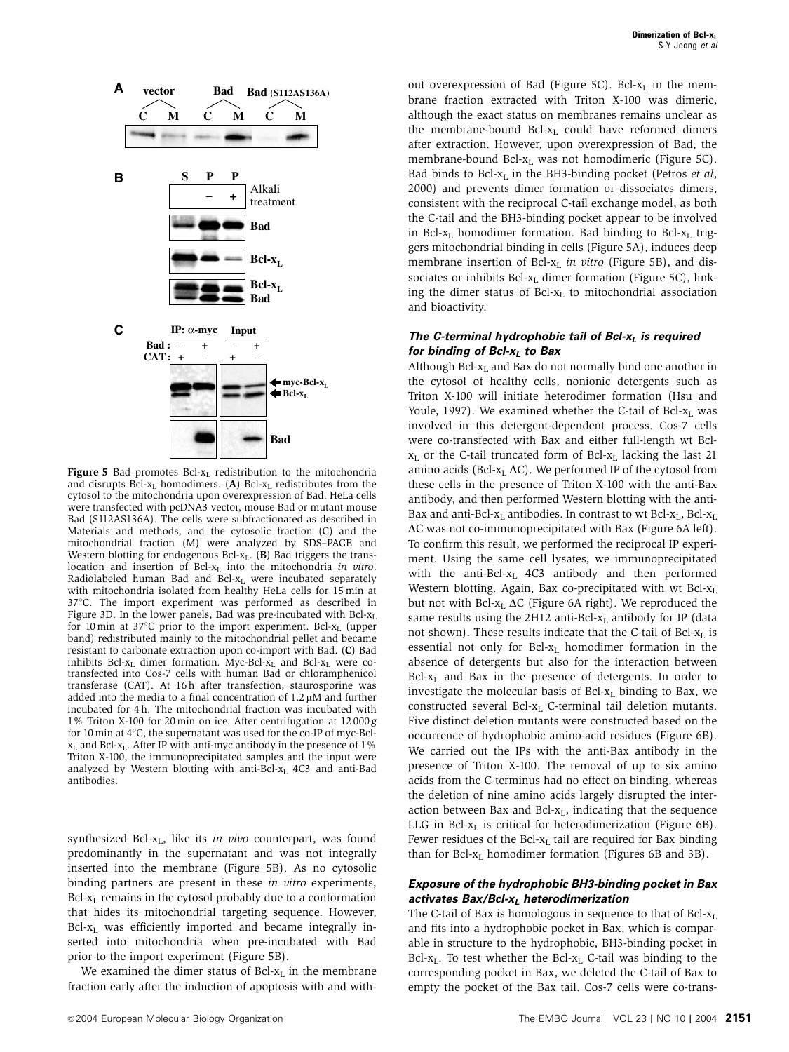**Figure 5** Bad promotes Bcl-$x_L$ redistribution to the mitochondria and disrupts Bcl-$x_L$ homodimers. (**A**) Bcl-$x_L$ redistributes from the cytosol to the mitochondria upon overexpression of Bad. HeLa cells were transfected with pcDNA3 vector, mouse Bad or mutant mouse Bad (S112AS136A). The cells were subfractionated as described in Materials and methods, and the cytosolic fraction (C) and the mitochondrial fraction (M) were analyzed by SDS–PAGE and Western blotting for endogenous Bcl-$x_L$. (**B**) Bad triggers the translocation and insertion of Bcl-$x_L$ into the mitochondria *in vitro*. Radiolabeled human Bad and Bcl-$x_L$ were incubated separately with mitochondria isolated from healthy HeLa cells for 15 min at 37°C. The import experiment was performed as described in Figure 3D. In the lower panels, Bad was pre-incubated with Bcl-$x_L$ for 10 min at 37°C prior to the import experiment. Bcl-$x_L$ (upper band) redistributed mainly to the mitochondrial pellet and became resistant to carbonate extraction upon co-import with Bad. (**C**) Bad inhibits Bcl-$x_L$ dimer formation. Myc-Bcl-$x_L$ and Bcl-$x_L$ were co-transfected into Cos-7 cells with human Bad or chloramphenicol transferase (CAT). At 16 h after transfection, staurosporine was added into the media to a final concentration of 1.2 μM and further incubated for 4 h. The mitochondrial fraction was incubated with 1% Triton X-100 for 20 min on ice. After centrifugation at 12 000 *g* for 10 min at 4°C, the supernatant was used for the co-IP of myc-Bcl-$x_L$ and Bcl-$x_L$. After IP with anti-myc antibody in the presence of 1% Triton X-100, the immunoprecipitated samples and the input were analyzed by Western blotting with anti-Bcl-$x_L$ 4C3 and anti-Bad antibodies.

synthesized Bcl-$x_L$, like its *in vivo* counterpart, was found predominantly in the supernatant and was not integrally inserted into the membrane (Figure 5B). As no cytosolic binding partners are present in these *in vitro* experiments, Bcl-$x_L$ remains in the cytosol probably due to a conformation that hides its mitochondrial targeting sequence. However, Bcl-$x_L$ was efficiently imported and became integrally inserted into mitochondria when pre-incubated with Bad prior to the import experiment (Figure 5B).

We examined the dimer status of Bcl-$x_L$ in the membrane fraction early after the induction of apoptosis with and without overexpression of Bad (Figure 5C). Bcl-$x_L$ in the membrane fraction extracted with Triton X-100 was dimeric, although the exact status on membranes remains unclear as the membrane-bound Bcl-$x_L$ could have reformed dimers after extraction. However, upon overexpression of Bad, the membrane-bound Bcl-$x_L$ was not homodimeric (Figure 5C). Bad binds to Bcl-$x_L$ in the BH3-binding pocket (Petros *et al*, 2000) and prevents dimer formation or dissociates dimers, consistent with the reciprocal C-tail exchange model, as both the C-tail and the BH3-binding pocket appear to be involved in Bcl-$x_L$ homodimer formation. Bad binding to Bcl-$x_L$ triggers mitochondrial binding in cells (Figure 5A), induces deep membrane insertion of Bcl-$x_L$ *in vitro* (Figure 5B), and dissociates or inhibits Bcl-$x_L$ dimer formation (Figure 5C), linking the dimer status of Bcl-$x_L$ to mitochondrial association and bioactivity.

### *The C-terminal hydrophobic tail of Bcl-$x_L$ is required for binding of Bcl-$x_L$ to Bax*

Although Bcl-$x_L$ and Bax do not normally bind one another in the cytosol of healthy cells, nonionic detergents such as Triton X-100 will initiate heterodimer formation (Hsu and Youle, 1997). We examined whether the C-tail of Bcl-$x_L$ was involved in this detergent-dependent process. Cos-7 cells were co-transfected with Bax and either full-length wt Bcl-$x_L$ or the C-tail truncated form of Bcl-$x_L$ lacking the last 21 amino acids (Bcl-$x_L$ ΔC). We performed IP of the cytosol from these cells in the presence of Triton X-100 with the anti-Bax antibody, and then performed Western blotting with the anti-Bax and anti-Bcl-$x_L$ antibodies. In contrast to wt Bcl-$x_L$, Bcl-$x_L$ ΔC was not co-immunoprecipitated with Bax (Figure 6A left). To confirm this result, we performed the reciprocal IP experiment. Using the same cell lysates, we immunoprecipitated with the anti-Bcl-$x_L$ 4C3 antibody and then performed Western blotting. Again, Bax co-precipitated with wt Bcl-$x_L$ but not with Bcl-$x_L$ ΔC (Figure 6A right). We reproduced the same results using the 2H12 anti-Bcl-$x_L$ antibody for IP (data not shown). These results indicate that the C-tail of Bcl-$x_L$ is essential not only for Bcl-$x_L$ homodimer formation in the absence of detergents but also for the interaction between Bcl-$x_L$ and Bax in the presence of detergents. In order to investigate the molecular basis of Bcl-$x_L$ binding to Bax, we constructed several Bcl-$x_L$ C-terminal tail deletion mutants. Five distinct deletion mutants were constructed based on the occurrence of hydrophobic amino-acid residues (Figure 6B). We carried out the IPs with the anti-Bax antibody in the presence of Triton X-100. The removal of up to six amino acids from the C-terminus had no effect on binding, whereas the deletion of nine amino acids largely disrupted the interaction between Bax and Bcl-$x_L$, indicating that the sequence LLG in Bcl-$x_L$ is critical for heterodimerization (Figure 6B). Fewer residues of the Bcl-$x_L$ tail are required for Bax binding than for Bcl-$x_L$ homodimer formation (Figures 6B and 3B).

### *Exposure of the hydrophobic BH3-binding pocket in Bax activates Bax/Bcl-$x_L$ heterodimerization*

The C-tail of Bax is homologous in sequence to that of Bcl-$x_L$ and fits into a hydrophobic pocket in Bax, which is comparable in structure to the hydrophobic, BH3-binding pocket in Bcl-$x_L$. To test whether the Bcl-$x_L$ C-tail was binding to the corresponding pocket in Bax, we deleted the C-tail of Bax to empty the pocket of the Bax tail. Cos-7 cells were co-trans-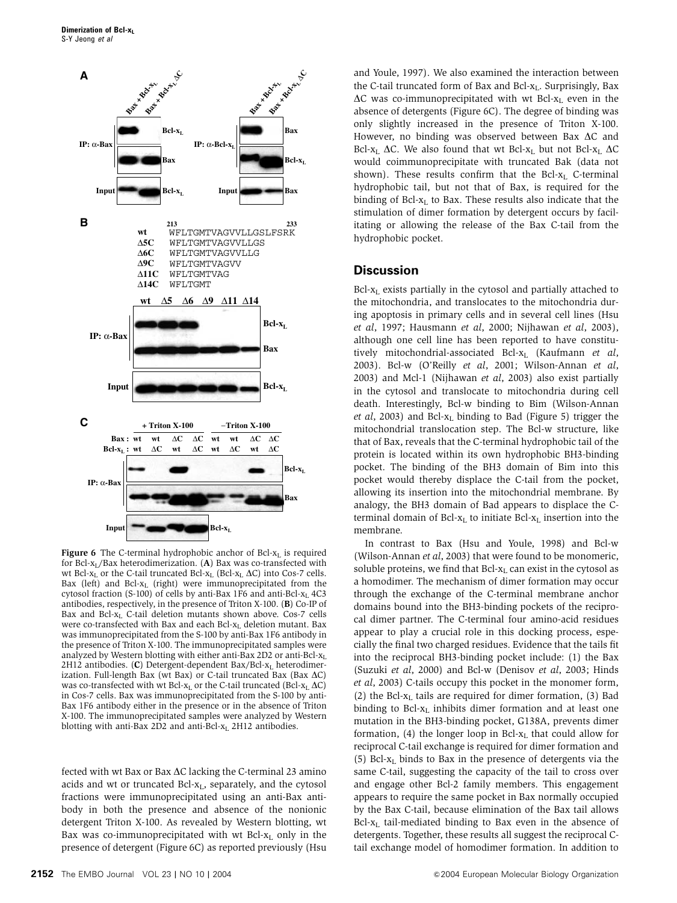**Figure 6** The C-terminal hydrophobic anchor of Bcl-$x_L$ is required for Bcl-$x_L$/Bax heterodimerization. (**A**) Bax was co-transfected with wt Bcl-$x_L$ or the C-tail truncated Bcl-$x_L$ (Bcl-$x_L$ ΔC) into Cos-7 cells. Bax (left) and Bcl-$x_L$ (right) were immunoprecipitated from the cytosol fraction (S-100) of cells by anti-Bax 1F6 and anti-Bcl-$x_L$ 4C3 antibodies, respectively, in the presence of Triton X-100. (**B**) Co-IP of Bax and Bcl-$x_L$ C-tail deletion mutants shown above. Cos-7 cells were co-transfected with Bax and each Bcl-$x_L$ deletion mutant. Bax was immunoprecipitated from the S-100 by anti-Bax 1F6 antibody in the presence of Triton X-100. The immunoprecipitated samples were analyzed by Western blotting with either anti-Bax 2D2 or anti-Bcl-$x_L$ 2H12 antibodies. (**C**) Detergent-dependent Bax/Bcl-$x_L$ heterodimerization. Full-length Bax (wt Bax) or C-tail truncated Bax (Bax ΔC) was co-transfected with wt Bcl-$x_L$ or the C-tail truncated (Bcl-$x_L$ ΔC) in Cos-7 cells. Bax was immunoprecipitated from the S-100 by anti-Bax 1F6 antibody either in the presence or in the absence of Triton X-100. The immunoprecipitated samples were analyzed by Western blotting with anti-Bax 2D2 and anti-Bcl-$x_L$ 2H12 antibodies.

fected with wt Bax or Bax ΔC lacking the C-terminal 23 amino acids and wt or truncated Bcl-$x_L$, separately, and the cytosol fractions were immunoprecipitated using an anti-Bax antibody in both the presence and absence of the nonionic detergent Triton X-100. As revealed by Western blotting, wt Bax was co-immunoprecipitated with wt Bcl-$x_L$ only in the presence of detergent (Figure 6C) as reported previously (Hsu and Youle, 1997). We also examined the interaction between the C-tail truncated form of Bax and Bcl-$x_L$. Surprisingly, Bax ΔC was co-immunoprecipitated with wt Bcl-$x_L$ even in the absence of detergents (Figure 6C). The degree of binding was only slightly increased in the presence of Triton X-100. However, no binding was observed between Bax ΔC and Bcl-$x_L$ ΔC. We also found that wt Bcl-$x_L$ but not Bcl-$x_L$ ΔC would coimmunoprecipitate with truncated Bak (data not shown). These results confirm that the Bcl-$x_L$ C-terminal hydrophobic tail, but not that of Bax, is required for the binding of Bcl-$x_L$ to Bax. These results also indicate that the stimulation of dimer formation by detergent occurs by facilitating or allowing the release of the Bax C-tail from the hydrophobic pocket.

## Discussion

Bcl-$x_L$ exists partially in the cytosol and partially attached to the mitochondria, and translocates to the mitochondria during apoptosis in primary cells and in several cell lines (Hsu *et al*, 1997; Hausmann *et al*, 2000; Nijhawan *et al*, 2003), although one cell line has been reported to have constitutively mitochondrial-associated Bcl-$x_L$ (Kaufmann *et al*, 2003). Bcl-w (O'Reilly *et al*, 2001; Wilson-Annan *et al*, 2003) and Mcl-1 (Nijhawan *et al*, 2003) also exist partially in the cytosol and translocate to mitochondria during cell death. Interestingly, Bcl-w binding to Bim (Wilson-Annan *et al*, 2003) and Bcl-$x_L$ binding to Bad (Figure 5) trigger the mitochondrial translocation step. The Bcl-w structure, like that of Bax, reveals that the C-terminal hydrophobic tail of the protein is located within its own hydrophobic BH3-binding pocket. The binding of the BH3 domain of Bim into this pocket would thereby displace the C-tail from the pocket, allowing its insertion into the mitochondrial membrane. By analogy, the BH3 domain of Bad appears to displace the C-terminal domain of Bcl-$x_L$ to initiate Bcl-$x_L$ insertion into the membrane.

In contrast to Bax (Hsu and Youle, 1998) and Bcl-w (Wilson-Annan *et al*, 2003) that were found to be monomeric, soluble proteins, we find that Bcl-$x_L$ can exist in the cytosol as a homodimer. The mechanism of dimer formation may occur through the exchange of the C-terminal membrane anchor domains bound into the BH3-binding pockets of the reciprocal dimer partner. The C-terminal four amino-acid residues appear to play a crucial role in this docking process, especially the final two charged residues. Evidence that the tails fit into the reciprocal BH3-binding pocket include: (1) the Bax (Suzuki *et al*, 2000) and Bcl-w (Denisov *et al*, 2003; Hinds *et al*, 2003) C-tails occupy this pocket in the monomer form, (2) the Bcl-$x_L$ tails are required for dimer formation, (3) Bad binding to Bcl-$x_L$ inhibits dimer formation and at least one mutation in the BH3-binding pocket, G138A, prevents dimer formation, (4) the longer loop in Bcl-$x_L$ that could allow for reciprocal C-tail exchange is required for dimer formation and (5) Bcl-$x_L$ binds to Bax in the presence of detergents via the same C-tail, suggesting the capacity of the tail to cross over and engage other Bcl-2 family members. This engagement appears to require the same pocket in Bax normally occupied by the Bax C-tail, because elimination of the Bax tail allows Bcl-$x_L$ tail-mediated binding to Bax even in the absence of detergents. Together, these results all suggest the reciprocal C-tail exchange model of homodimer formation. In addition to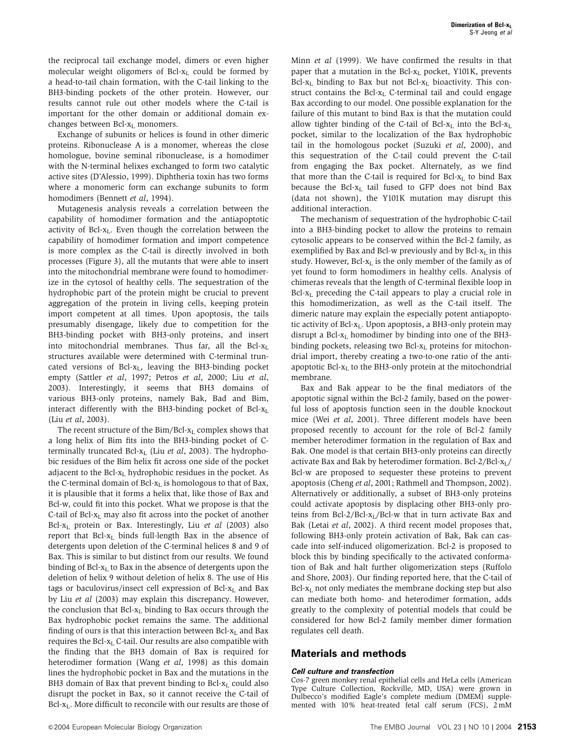the reciprocal tail exchange model, dimers or even higher molecular weight oligomers of Bcl-$x_L$ could be formed by a head-to-tail chain formation, with the C-tail linking to the BH3-binding pockets of the other protein. However, our results cannot rule out other models where the C-tail is important for the other domain or additional domain exchanges between Bcl-$x_L$ monomers.

Exchange of subunits or helices is found in other dimeric proteins. Ribonuclease A is a monomer, whereas the close homologue, bovine seminal ribonuclease, is a homodimer with the N-terminal helixes exchanged to form two catalytic active sites (D'Alessio, 1999). Diphtheria toxin has two forms where a monomeric form can exchange subunits to form homodimers (Bennett *et al*, 1994).

Mutagenesis analysis reveals a correlation between the capability of homodimer formation and the antiapoptotic activity of Bcl-$x_L$. Even though the correlation between the capability of homodimer formation and import competence is more complex as the C-tail is directly involved in both processes (Figure 3), all the mutants that were able to insert into the mitochondrial membrane were found to homodimerize in the cytosol of healthy cells. The sequestration of the hydrophobic part of the protein might be crucial to prevent aggregation of the protein in living cells, keeping protein import competent at all times. Upon apoptosis, the tails presumably disengage, likely due to competition for the BH3-binding pocket with BH3-only proteins, and insert into mitochondrial membranes. Thus far, all the Bcl-$x_L$ structures available were determined with C-terminal truncated versions of Bcl-$x_L$, leaving the BH3-binding pocket empty (Sattler *et al*, 1997; Petros *et al*, 2000; Liu *et al*, 2003). Interestingly, it seems that BH3 domains of various BH3-only proteins, namely Bak, Bad and Bim, interact differently with the BH3-binding pocket of Bcl-$x_L$ (Liu *et al*, 2003).

The recent structure of the Bim/Bcl-$x_L$ complex shows that a long helix of Bim fits into the BH3-binding pocket of C-terminally truncated Bcl-$x_L$ (Liu *et al*, 2003). The hydrophobic residues of the Bim helix fit across one side of the pocket adjacent to the Bcl-$x_L$ hydrophobic residues in the pocket. As the C-terminal domain of Bcl-$x_L$ is homologous to that of Bax, it is plausible that it forms a helix that, like those of Bax and Bcl-w, could fit into this pocket. What we propose is that the C-tail of Bcl-$x_L$ may also fit across into the pocket of another Bcl-$x_L$ protein or Bax. Interestingly, Liu *et al* (2003) also report that Bcl-$x_L$ binds full-length Bax in the absence of detergents upon deletion of the C-terminal helices 8 and 9 of Bax. This is similar to but distinct from our results. We found binding of Bcl-$x_L$ to Bax in the absence of detergents upon the deletion of helix 9 without deletion of helix 8. The use of His tags or baculovirus/insect cell expression of Bcl-$x_L$ and Bax by Liu *et al* (2003) may explain this discrepancy. However, the conclusion that Bcl-$x_L$ binding to Bax occurs through the Bax hydrophobic pocket remains the same. The additional finding of ours is that this interaction between Bcl-$x_L$ and Bax requires the Bcl-$x_L$ C-tail. Our results are also compatible with the finding that the BH3 domain of Bax is required for heterodimer formation (Wang *et al*, 1998) as this domain lines the hydrophobic pocket in Bax and the mutations in the BH3 domain of Bax that prevent binding to Bcl-$x_L$ could also disrupt the pocket in Bax, so it cannot receive the C-tail of Bcl-$x_L$. More difficult to reconcile with our results are those of Minn *et al* (1999). We have confirmed the results in that paper that a mutation in the Bcl-$x_L$ pocket, Y101K, prevents Bcl-$x_L$ binding to Bax but not Bcl-$x_L$ bioactivity. This construct contains the Bcl-$x_L$ C-terminal tail and could engage Bax according to our model. One possible explanation for the failure of this mutant to bind Bax is that the mutation could allow tighter binding of the C-tail of Bcl-$x_L$ into the Bcl-$x_L$ pocket, similar to the localization of the Bax hydrophobic tail in the homologous pocket (Suzuki *et al*, 2000), and this sequestration of the C-tail could prevent the C-tail from engaging the Bax pocket. Alternately, as we find that more than the C-tail is required for Bcl-$x_L$ to bind Bax because the Bcl-$x_L$ tail fused to GFP does not bind Bax (data not shown), the Y101K mutation may disrupt this additional interaction.

The mechanism of sequestration of the hydrophobic C-tail into a BH3-binding pocket to allow the proteins to remain cytosolic appears to be conserved within the Bcl-2 family, as exemplified by Bax and Bcl-w previously and by Bcl-$x_L$ in this study. However, Bcl-$x_L$ is the only member of the family as of yet found to form homodimers in healthy cells. Analysis of chimeras reveals that the length of C-terminal flexible loop in Bcl-$x_L$ preceding the C-tail appears to play a crucial role in this homodimerization, as well as the C-tail itself. The dimeric nature may explain the especially potent antiapoptotic activity of Bcl-$x_L$. Upon apoptosis, a BH3-only protein may disrupt a Bcl-$x_L$ homodimer by binding into one of the BH3-binding pockets, releasing two Bcl-$x_L$ proteins for mitochondrial import, thereby creating a two-to-one ratio of the antiapoptotic Bcl-$x_L$ to the BH3-only protein at the mitochondrial membrane.

Bax and Bak appear to be the final mediators of the apoptotic signal within the Bcl-2 family, based on the powerful loss of apoptosis function seen in the double knockout mice (Wei *et al*, 2001). Three different models have been proposed recently to account for the role of Bcl-2 family member heterodimer formation in the regulation of Bax and Bak. One model is that certain BH3-only proteins can directly activate Bax and Bak by heterodimer formation. Bcl-2/Bcl-$x_L$/Bcl-w are proposed to sequester these proteins to prevent apoptosis (Cheng *et al*, 2001; Rathmell and Thompson, 2002). Alternatively or additionally, a subset of BH3-only proteins could activate apoptosis by displacing other BH3-only proteins from Bcl-2/Bcl-$x_L$/Bcl-w that in turn activate Bax and Bak (Letai *et al*, 2002). A third recent model proposes that, following BH3-only protein activation of Bak, Bak can cascade into self-induced oligomerization. Bcl-2 is proposed to block this by binding specifically to the activated conformation of Bak and halt further oligomerization steps (Ruffolo and Shore, 2003). Our finding reported here, that the C-tail of Bcl-$x_L$ not only mediates the membrane docking step but also can mediate both homo- and heterodimer formation, adds greatly to the complexity of potential models that could be considered for how Bcl-2 family member dimer formation regulates cell death.

## Materials and methods

#### Cell culture and transfection

Cos-7 green monkey renal epithelial cells and HeLa cells (American Type Culture Collection, Rockville, MD, USA) were grown in Dulbecco's modified Eagle's complete medium (DMEM) supplemented with 10% heat-treated fetal calf serum (FCS), 2 mM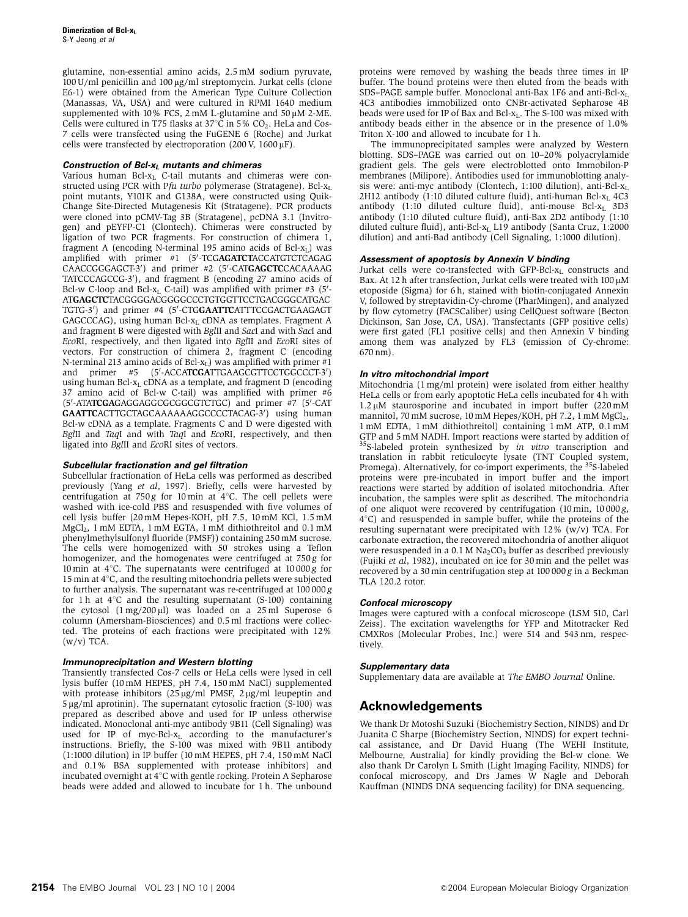glutamine, non-essential amino acids, 2.5 mM sodium pyruvate, 100 U/ml penicillin and 100 μg/ml streptomycin. Jurkat cells (clone E6-1) were obtained from the American Type Culture Collection (Manassas, VA, USA) and were cultured in RPMI 1640 medium supplemented with 10% FCS, 2 mM L-glutamine and 50 μM 2-ME. Cells were cultured in T75 flasks at 37°C in 5% $CO_2$. HeLa and Cos-7 cells were transfected using the FuGENE 6 (Roche) and Jurkat cells were transfected by electroporation (200 V, 1600 μF).

### Construction of Bcl-$x_L$ mutants and chimeras

Various human Bcl-$x_L$ C-tail mutants and chimeras were constructed using PCR with *Pfu turbo* polymerase (Stratagene). Bcl-$x_L$ point mutants, Y101K and G138A, were constructed using Quik-Change Site-Directed Mutagenesis Kit (Stratagene). PCR products were cloned into pCMV-Tag 3B (Stratagene), pcDNA 3.1 (Invitrogen) and pEYFP-C1 (Clontech). Chimeras were constructed by ligation of two PCR fragments. For construction of chimera 1, fragment A (encoding N-terminal 195 amino acids of Bcl-$x_L$) was amplified with primer #1 (5′-TCG**AGATCT**ACCATGTCTCAGAG CAACCGGGAGCT-3′) and primer #2 (5′-CAT**GAGCTC**CACAAAAG TATCCCAGCCG-3′), and fragment B (encoding 27 amino acids of Bcl-w C-loop and Bcl-$x_L$ C-tail) was amplified with primer #3 (5′-AT**GAGCTC**TACGGGGACGGGGCCCTGTGGTTCCTGACGGGCATGAC TGTG-3′) and primer #4 (5′-CTG**GAATTC**ATTTCCGACTGAAGAGT GAGCCCAG), using human Bcl-$x_L$ cDNA as templates. Fragment A and fragment B were digested with *Bgl*II and *Sac*I and with *Sac*I and *Eco*RI, respectively, and then ligated into *Bgl*II and *Eco*RI sites of vectors. For construction of chimera 2, fragment C (encoding N-terminal 213 amino acids of Bcl-$x_L$) was amplified with primer #1 and primer #5 (5′-ACCA**TCGA**TTGAAGCGTTCCTGGCCCT-3′) using human Bcl-$x_L$ cDNA as a template, and fragment D (encoding 37 amino acid of Bcl-w C-tail) was amplified with primer #6 (5′-ATA**TCGA**GAGGAGGCGCGGCGTCTGC) and primer #7 (5′-CAT **GAATTC**ACTTGCTAGCAAAAAAGGCCCCTACAG-3′) using human Bcl-w cDNA as a template. Fragments C and D were digested with *Bgl*II and *Taq*I and with *Taq*I and *Eco*RI, respectively, and then ligated into *Bgl*II and *Eco*RI sites of vectors.

### Subcellular fractionation and gel filtration

Subcellular fractionation of HeLa cells was performed as described previously (Yang *et al*, 1997). Briefly, cells were harvested by centrifugation at 750*g* for 10 min at 4°C. The cell pellets were washed with ice-cold PBS and resuspended with five volumes of cell lysis buffer (20 mM Hepes-KOH, pH 7.5, 10 mM KCl, 1.5 mM $MgCl_2$, 1 mM EDTA, 1 mM EGTA, 1 mM dithiothreitol and 0.1 mM phenylmethylsulfonyl fluoride (PMSF)) containing 250 mM sucrose. The cells were homogenized with 50 strokes using a Teflon homogenizer, and the homogenates were centrifuged at 750*g* for 10 min at 4°C. The supernatants were centrifuged at 10 000*g* for 15 min at 4°C, and the resulting mitochondria pellets were subjected to further analysis. The supernatant was re-centrifuged at 100 000*g* for 1 h at 4°C and the resulting supernatant (S-100) containing the cytosol (1 mg/200 μl) was loaded on a 25 ml Superose 6 column (Amersham-Biosciences) and 0.5 ml fractions were collected. The proteins of each fractions were precipitated with 12% (w/v) TCA.

### Immunoprecipitation and Western blotting

Transiently transfected Cos-7 cells or HeLa cells were lysed in cell lysis buffer (10 mM HEPES, pH 7.4, 150 mM NaCl) supplemented with protease inhibitors (25 μg/ml PMSF, 2 μg/ml leupeptin and 5 μg/ml aprotinin). The supernatant cytosolic fraction (S-100) was prepared as described above and used for IP unless otherwise indicated. Monoclonal anti-myc antibody 9B11 (Cell Signaling) was used for IP of myc-Bcl-$x_L$ according to the manufacturer's instructions. Briefly, the S-100 was mixed with 9B11 antibody (1:1000 dilution) in IP buffer (10 mM HEPES, pH 7.4, 150 mM NaCl and 0.1% BSA supplemented with protease inhibitors) and incubated overnight at 4°C with gentle rocking. Protein A Sepharose beads were added and allowed to incubate for 1 h. The unbound proteins were removed by washing the beads three times in IP buffer. The bound proteins were then eluted from the beads with SDS–PAGE sample buffer. Monoclonal anti-Bax 1F6 and anti-Bcl-$x_L$ 4C3 antibodies immobilized onto CNBr-activated Sepharose 4B beads were used for IP of Bax and Bcl-$x_L$. The S-100 was mixed with antibody beads either in the absence or in the presence of 1.0% Triton X-100 and allowed to incubate for 1 h.

The immunoprecipitated samples were analyzed by Western blotting. SDS–PAGE was carried out on 10–20% polyacrylamide gradient gels. The gels were electroblotted onto Immobilon-P membranes (Milipore). Antibodies used for immunoblotting analysis were: anti-myc antibody (Clontech, 1:100 dilution), anti-Bcl-$x_L$ 2H12 antibody (1:10 diluted culture fluid), anti-human Bcl-$x_L$ 4C3 antibody (1:10 diluted culture fluid), anti-mouse Bcl-$x_L$ 3D3 antibody (1:10 diluted culture fluid), anti-Bax 2D2 antibody (1:10 diluted culture fluid), anti-Bcl-$x_L$ L19 antibody (Santa Cruz, 1:2000 dilution) and anti-Bad antibody (Cell Signaling, 1:1000 dilution).

### Assessment of apoptosis by Annexin V binding

Jurkat cells were co-transfected with GFP-Bcl-$x_L$ constructs and Bax. At 12 h after transfection, Jurkat cells were treated with 100 μM etoposide (Sigma) for 6 h, stained with biotin-conjugated Annexin V, followed by streptavidin-Cy-chrome (PharMingen), and analyzed by flow cytometry (FACSCaliber) using CellQuest software (Becton Dickinson, San Jose, CA, USA). Transfectants (GFP positive cells) were first gated (FL1 positive cells) and then Annexin V binding among them was analyzed by FL3 (emission of Cy-chrome: 670 nm).

### In vitro mitochondrial import

Mitochondria (1 mg/ml protein) were isolated from either healthy HeLa cells or from early apoptotic HeLa cells incubated for 4 h with 1.2 μM staurosporine and incubated in import buffer (220 mM mannitol, 70 mM sucrose, 10 mM Hepes/KOH, pH 7.2, 1 mM $MgCl_2$, 1 mM EDTA, 1 mM dithiothreitol) containing 1 mM ATP, 0.1 mM GTP and 5 mM NADH. Import reactions were started by addition of $^{35}$S-labeled protein synthesized by *in vitro* transcription and translation in rabbit reticulocyte lysate (TNT Coupled system, Promega). Alternatively, for co-import experiments, the $^{35}$S-labeled proteins were pre-incubated in import buffer and the import reactions were started by addition of isolated mitochondria. After incubation, the samples were split as described. The mitochondria of one aliquot were recovered by centrifugation (10 min, 10 000*g*, 4°C) and resuspended in sample buffer, while the proteins of the resulting supernatant were precipitated with 12% (w/v) TCA. For carbonate extraction, the recovered mitochondria of another aliquot were resuspended in a 0.1 M $Na_2CO_3$ buffer as described previously (Fujiki *et al*, 1982), incubated on ice for 30 min and the pellet was recovered by a 30 min centrifugation step at 100 000*g* in a Beckman TLA 120.2 rotor.

### Confocal microscopy

Images were captured with a confocal microscope (LSM 510, Carl Zeiss). The excitation wavelengths for YFP and Mitotracker Red CMXRos (Molecular Probes, Inc.) were 514 and 543 nm, respectively.

### Supplementary data

Supplementary data are available at *The EMBO Journal* Online.

## Acknowledgements

We thank Dr Motoshi Suzuki (Biochemistry Section, NINDS) and Dr Juanita C Sharpe (Biochemistry Section, NINDS) for expert technical assistance, and Dr David Huang (The WEHI Institute, Melbourne, Australia) for kindly providing the Bcl-w clone. We also thank Dr Carolyn L Smith (Light Imaging Facility, NINDS) for confocal microscopy, and Drs James W Nagle and Deborah Kauffman (NINDS DNA sequencing facility) for DNA sequencing.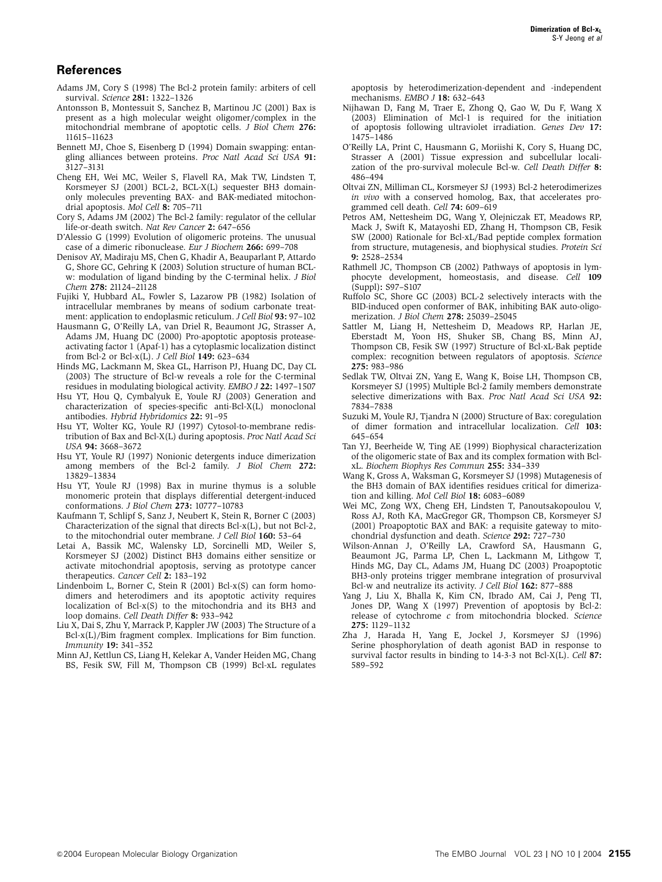## References

Adams JM, Cory S (1998) The Bcl-2 protein family: arbiters of cell survival. *Science* **281:** 1322–1326

Antonsson B, Montessuit S, Sanchez B, Martinou JC (2001) Bax is present as a high molecular weight oligomer/complex in the mitochondrial membrane of apoptotic cells. *J Biol Chem* **276:** 11615–11623

Bennett MJ, Choe S, Eisenberg D (1994) Domain swapping: entangling alliances between proteins. *Proc Natl Acad Sci USA* **91:** 3127–3131

Cheng EH, Wei MC, Weiler S, Flavell RA, Mak TW, Lindsten T, Korsmeyer SJ (2001) BCL-2, BCL-X(L) sequester BH3 domain-only molecules preventing BAX- and BAK-mediated mitochondrial apoptosis. *Mol Cell* **8:** 705–711

Cory S, Adams JM (2002) The Bcl-2 family: regulator of the cellular life-or-death switch. *Nat Rev Cancer* **2:** 647–656

D'Alessio G (1999) Evolution of oligomeric proteins. The unusual case of a dimeric ribonuclease. *Eur J Biochem* **266:** 699–708

Denisov AY, Madiraju MS, Chen G, Khadir A, Beauparlant P, Attardo G, Shore GC, Gehring K (2003) Solution structure of human BCL-w: modulation of ligand binding by the C-terminal helix. *J Biol Chem* **278:** 21124–21128

Fujiki Y, Hubbard AL, Fowler S, Lazarow PB (1982) Isolation of intracellular membranes by means of sodium carbonate treatment: application to endoplasmic reticulum. *J Cell Biol* **93:** 97–102

Hausmann G, O'Reilly LA, van Driel R, Beaumont JG, Strasser A, Adams JM, Huang DC (2000) Pro-apoptotic apoptosis protease-activating factor 1 (Apaf-1) has a cytoplasmic localization distinct from Bcl-2 or Bcl-x(L). *J Cell Biol* **149:** 623–634

Hinds MG, Lackmann M, Skea GL, Harrison PJ, Huang DC, Day CL (2003) The structure of Bcl-w reveals a role for the C-terminal residues in modulating biological activity. *EMBO J* **22:** 1497–1507

Hsu YT, Hou Q, Cymbalyuk E, Youle RJ (2003) Generation and characterization of species-specific anti-Bcl-X(L) monoclonal antibodies. *Hybrid Hybridomics* **22:** 91–95

Hsu YT, Wolter KG, Youle RJ (1997) Cytosol-to-membrane redistribution of Bax and Bcl-X(L) during apoptosis. *Proc Natl Acad Sci USA* **94:** 3668–3672

Hsu YT, Youle RJ (1997) Nonionic detergents induce dimerization among members of the Bcl-2 family. *J Biol Chem* **272:** 13829–13834

Hsu YT, Youle RJ (1998) Bax in murine thymus is a soluble monomeric protein that displays differential detergent-induced conformations. *J Biol Chem* **273:** 10777–10783

Kaufmann T, Schlipf S, Sanz J, Neubert K, Stein R, Borner C (2003) Characterization of the signal that directs Bcl-x(L), but not Bcl-2, to the mitochondrial outer membrane. *J Cell Biol* **160:** 53–64

Letai A, Bassik MC, Walensky LD, Sorcinelli MD, Weiler S, Korsmeyer SJ (2002) Distinct BH3 domains either sensitize or activate mitochondrial apoptosis, serving as prototype cancer therapeutics. *Cancer Cell* **2:** 183–192

Lindenboim L, Borner C, Stein R (2001) Bcl-x(S) can form homodimers and heterodimers and its apoptotic activity requires localization of Bcl-x(S) to the mitochondria and its BH3 and loop domains. *Cell Death Differ* **8:** 933–942

Liu X, Dai S, Zhu Y, Marrack P, Kappler JW (2003) The Structure of a Bcl-x(L)/Bim fragment complex. Implications for Bim function. *Immunity* **19:** 341–352

Minn AJ, Kettlun CS, Liang H, Kelekar A, Vander Heiden MG, Chang BS, Fesik SW, Fill M, Thompson CB (1999) Bcl-xL regulates apoptosis by heterodimerization-dependent and -independent mechanisms. *EMBO J* **18:** 632–643

Nijhawan D, Fang M, Traer E, Zhong Q, Gao W, Du F, Wang X (2003) Elimination of Mcl-1 is required for the initiation of apoptosis following ultraviolet irradiation. *Genes Dev* **17:** 1475–1486

O'Reilly LA, Print C, Hausmann G, Moriishi K, Cory S, Huang DC, Strasser A (2001) Tissue expression and subcellular localization of the pro-survival molecule Bcl-w. *Cell Death Differ* **8:** 486–494

Oltvai ZN, Milliman CL, Korsmeyer SJ (1993) Bcl-2 heterodimerizes *in vivo* with a conserved homolog, Bax, that accelerates programmed cell death. *Cell* **74:** 609–619

Petros AM, Nettesheim DG, Wang Y, Olejniczak ET, Meadows RP, Mack J, Swift K, Matayoshi ED, Zhang H, Thompson CB, Fesik SW (2000) Rationale for Bcl-xL/Bad peptide complex formation from structure, mutagenesis, and biophysical studies. *Protein Sci* **9:** 2528–2534

Rathmell JC, Thompson CB (2002) Pathways of apoptosis in lymphocyte development, homeostasis, and disease. *Cell* **109** (Suppl)**:** S97–S107

Ruffolo SC, Shore GC (2003) BCL-2 selectively interacts with the BID-induced open conformer of BAK, inhibiting BAK auto-oligomerization. *J Biol Chem* **278:** 25039–25045

Sattler M, Liang H, Nettesheim D, Meadows RP, Harlan JE, Eberstadt M, Yoon HS, Shuker SB, Chang BS, Minn AJ, Thompson CB, Fesik SW (1997) Structure of Bcl-xL-Bak peptide complex: recognition between regulators of apoptosis. *Science* **275:** 983–986

Sedlak TW, Oltvai ZN, Yang E, Wang K, Boise LH, Thompson CB, Korsmeyer SJ (1995) Multiple Bcl-2 family members demonstrate selective dimerizations with Bax. *Proc Natl Acad Sci USA* **92:** 7834–7838

Suzuki M, Youle RJ, Tjandra N (2000) Structure of Bax: coregulation of dimer formation and intracellular localization. *Cell* **103:** 645–654

Tan YJ, Beerheide W, Ting AE (1999) Biophysical characterization of the oligomeric state of Bax and its complex formation with Bcl-xL. *Biochem Biophys Res Commun* **255:** 334–339

Wang K, Gross A, Waksman G, Korsmeyer SJ (1998) Mutagenesis of the BH3 domain of BAX identifies residues critical for dimerization and killing. *Mol Cell Biol* **18:** 6083–6089

Wei MC, Zong WX, Cheng EH, Lindsten T, Panoutsakopoulou V, Ross AJ, Roth KA, MacGregor GR, Thompson CB, Korsmeyer SJ (2001) Proapoptotic BAX and BAK: a requisite gateway to mitochondrial dysfunction and death. *Science* **292:** 727–730

Wilson-Annan J, O'Reilly LA, Crawford SA, Hausmann G, Beaumont JG, Parma LP, Chen L, Lackmann M, Lithgow T, Hinds MG, Day CL, Adams JM, Huang DC (2003) Proapoptotic BH3-only proteins trigger membrane integration of prosurvival Bcl-w and neutralize its activity. *J Cell Biol* **162:** 877–888

Yang J, Liu X, Bhalla K, Kim CN, Ibrado AM, Cai J, Peng TI, Jones DP, Wang X (1997) Prevention of apoptosis by Bcl-2: release of cytochrome *c* from mitochondria blocked. *Science* **275:** 1129–1132

Zha J, Harada H, Yang E, Jockel J, Korsmeyer SJ (1996) Serine phosphorylation of death agonist BAD in response to survival factor results in binding to 14-3-3 not Bcl-X(L). *Cell* **87:** 589–592